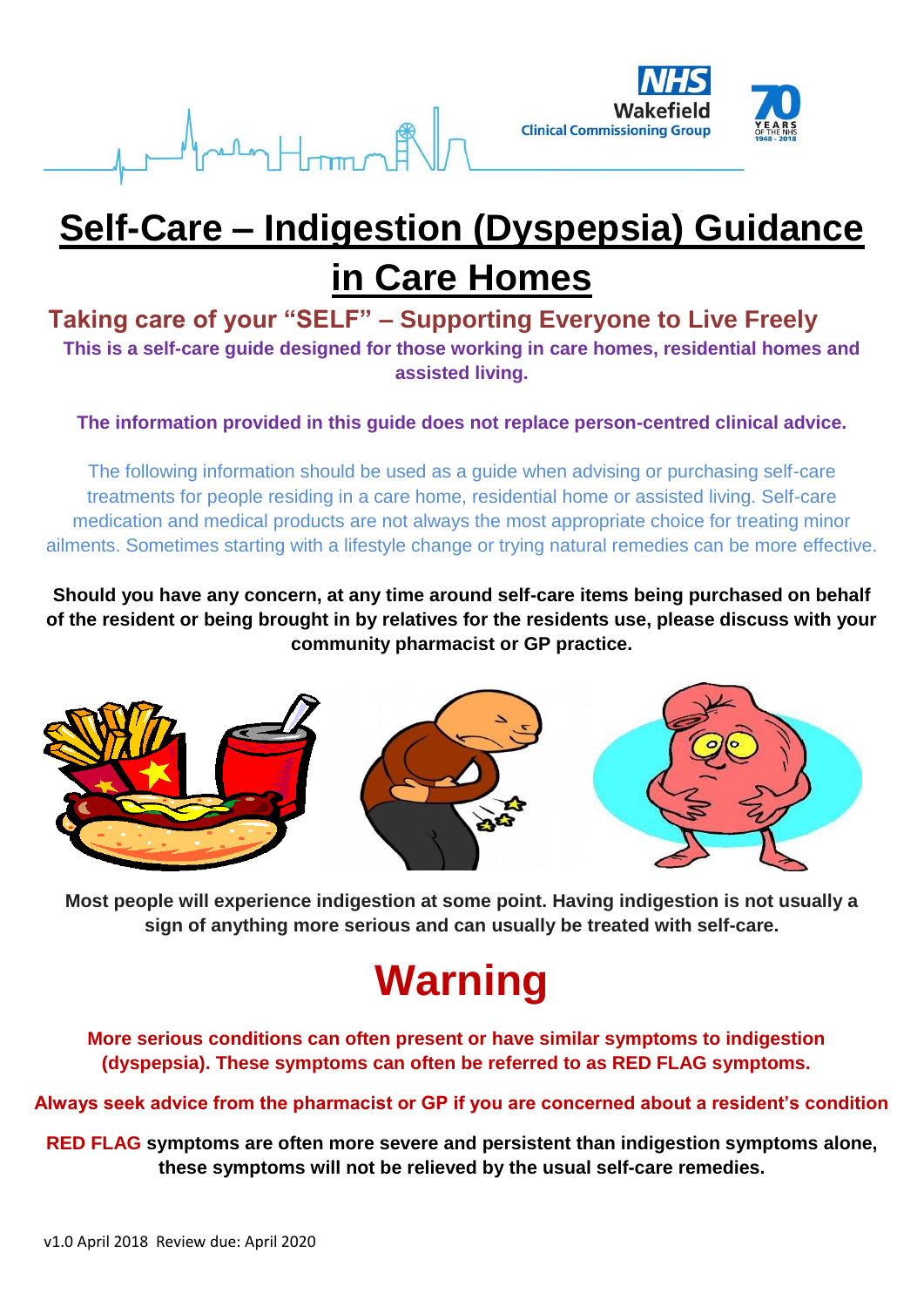# Self-Care – Indigestion (Dyspepsia) Guidance in Care Homes

## Taking care of your "SELF" – Supporting Everyone to Live Freely

**This is a self-care guide designed for those working in care homes, residential homes and assisted living.**

**The information provided in this guide does not replace person-centred clinical advice.**

The following information should be used as a guide when advising or purchasing self-care treatments for people residing in a care home, residential home or assisted living. Self-care medication and medical products are not always the most appropriate choice for treating minor ailments. Sometimes starting with a lifestyle change or trying natural remedies can be more effective.

**Should you have any concern, at any time around self-care items being purchased on behalf of the resident or being brought in by relatives for the residents use, please discuss with your community pharmacist or GP practice.**

**Most people will experience indigestion at some point. Having indigestion is not usually a sign of anything more serious and can usually be treated with self-care.**

# Warning

**More serious conditions can often present or have similar symptoms to indigestion (dyspepsia). These symptoms can often be referred to as RED FLAG symptoms.**

**Always seek advice from the pharmacist or GP if you are concerned about a resident's condition**

**RED FLAG symptoms are often more severe and persistent than indigestion symptoms alone, these symptoms will not be relieved by the usual self-care remedies.**

v1.0 April 2018 Review due: April 2020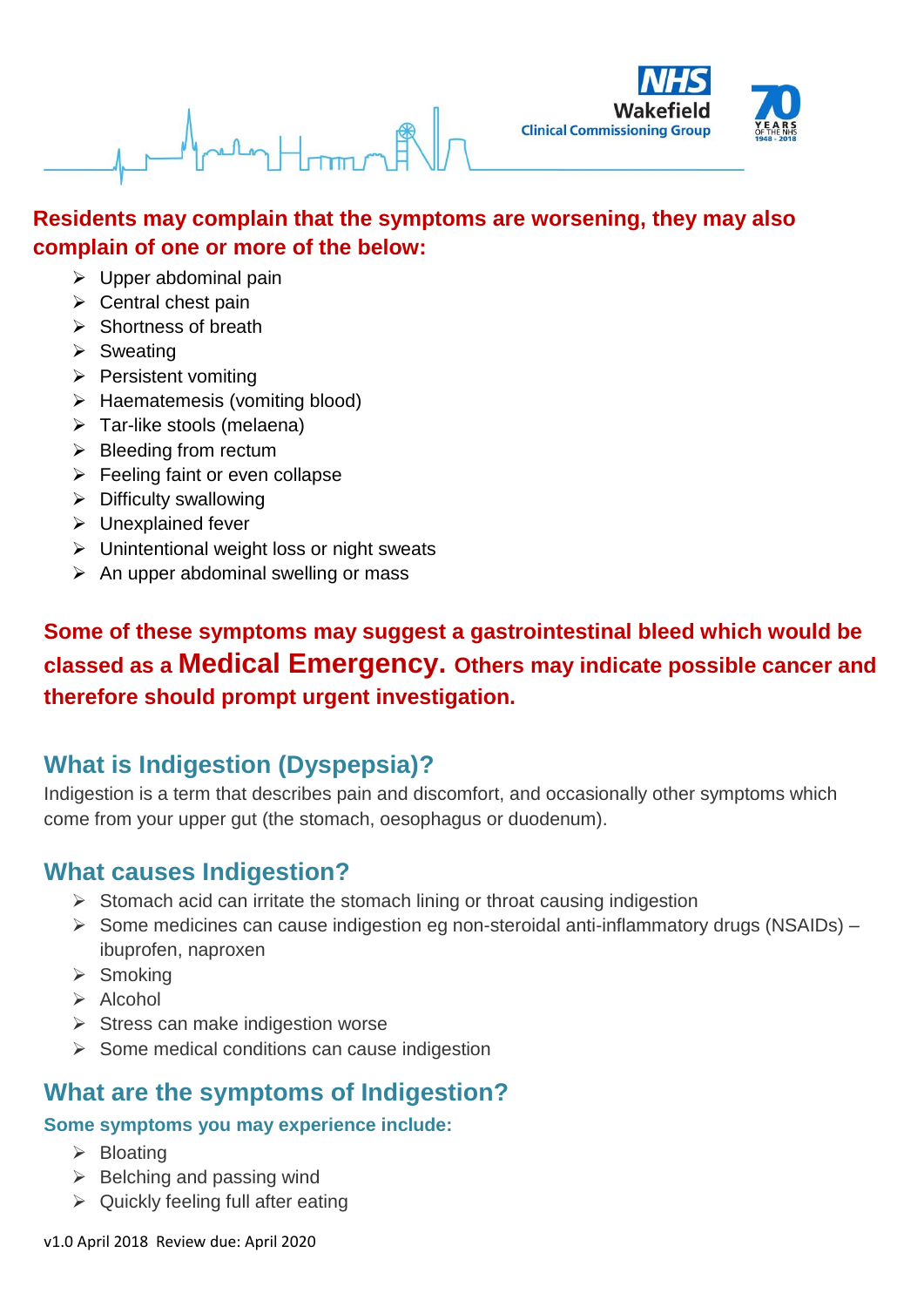**Residents may complain that the symptoms are worsening, they may also complain of one or more of the below:**

- Upper abdominal pain
- Central chest pain
- Shortness of breath
- Sweating
- Persistent vomiting
- Haematemesis (vomiting blood)
- Tar-like stools (melaena)
- Bleeding from rectum
- Feeling faint or even collapse
- Difficulty swallowing
- Unexplained fever
- Unintentional weight loss or night sweats
- An upper abdominal swelling or mass

**Some of these symptoms may suggest a gastrointestinal bleed which would be classed as a Medical Emergency. Others may indicate possible cancer and therefore should prompt urgent investigation.**

## What is Indigestion (Dyspepsia)?

Indigestion is a term that describes pain and discomfort, and occasionally other symptoms which come from your upper gut (the stomach, oesophagus or duodenum).

## What causes Indigestion?

- Stomach acid can irritate the stomach lining or throat causing indigestion
- Some medicines can cause indigestion eg non-steroidal anti-inflammatory drugs (NSAIDs) – ibuprofen, naproxen
- Smoking
- Alcohol
- Stress can make indigestion worse
- Some medical conditions can cause indigestion

## What are the symptoms of Indigestion?

### Some symptoms you may experience include:

- Bloating
- Belching and passing wind
- Quickly feeling full after eating

v1.0 April 2018 Review due: April 2020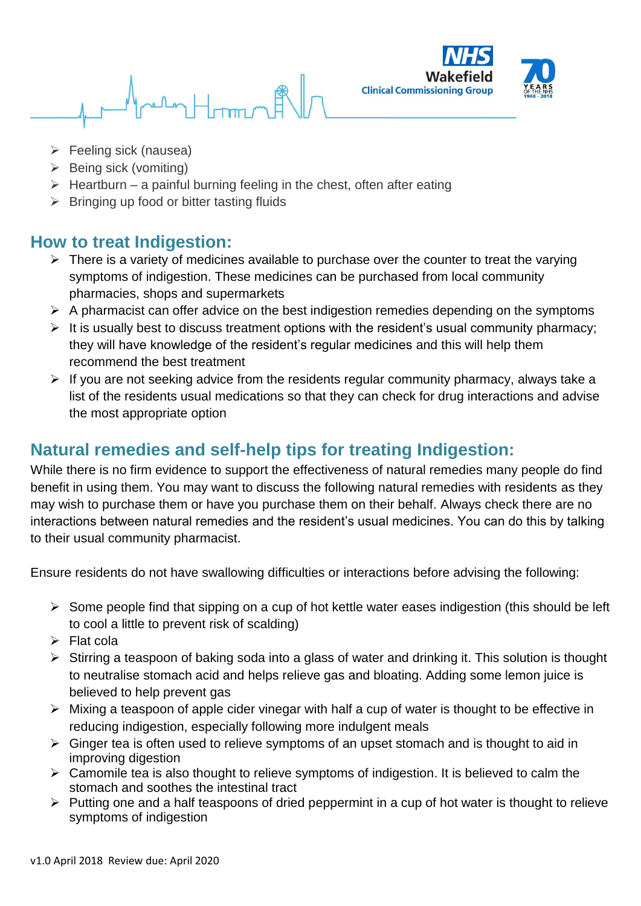- Feeling sick (nausea)
- Being sick (vomiting)
- Heartburn – a painful burning feeling in the chest, often after eating
- Bringing up food or bitter tasting fluids

## How to treat Indigestion:

- There is a variety of medicines available to purchase over the counter to treat the varying symptoms of indigestion. These medicines can be purchased from local community pharmacies, shops and supermarkets
- A pharmacist can offer advice on the best indigestion remedies depending on the symptoms
- It is usually best to discuss treatment options with the resident's usual community pharmacy; they will have knowledge of the resident's regular medicines and this will help them recommend the best treatment
- If you are not seeking advice from the residents regular community pharmacy, always take a list of the residents usual medications so that they can check for drug interactions and advise the most appropriate option

## Natural remedies and self-help tips for treating Indigestion:

While there is no firm evidence to support the effectiveness of natural remedies many people do find benefit in using them. You may want to discuss the following natural remedies with residents as they may wish to purchase them or have you purchase them on their behalf. Always check there are no interactions between natural remedies and the resident's usual medicines. You can do this by talking to their usual community pharmacist.

Ensure residents do not have swallowing difficulties or interactions before advising the following:

- Some people find that sipping on a cup of hot kettle water eases indigestion (this should be left to cool a little to prevent risk of scalding)
- Flat cola
- Stirring a teaspoon of baking soda into a glass of water and drinking it. This solution is thought to neutralise stomach acid and helps relieve gas and bloating. Adding some lemon juice is believed to help prevent gas
- Mixing a teaspoon of apple cider vinegar with half a cup of water is thought to be effective in reducing indigestion, especially following more indulgent meals
- Ginger tea is often used to relieve symptoms of an upset stomach and is thought to aid in improving digestion
- Camomile tea is also thought to relieve symptoms of indigestion. It is believed to calm the stomach and soothes the intestinal tract
- Putting one and a half teaspoons of dried peppermint in a cup of hot water is thought to relieve symptoms of indigestion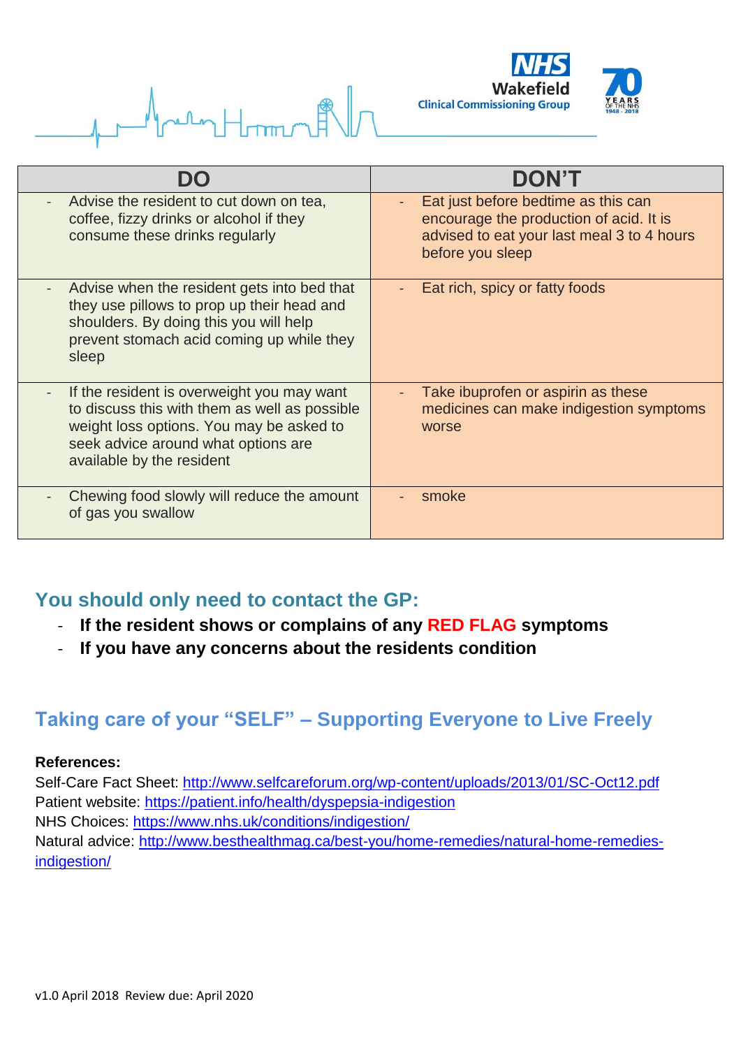| DO | DON'T |
| --- | --- |
| - Advise the resident to cut down on tea, coffee, fizzy drinks or alcohol if they consume these drinks regularly | - Eat just before bedtime as this can encourage the production of acid. It is advised to eat your last meal 3 to 4 hours before you sleep |
| - Advise when the resident gets into bed that they use pillows to prop up their head and shoulders. By doing this you will help prevent stomach acid coming up while they sleep | - Eat rich, spicy or fatty foods |
| - If the resident is overweight you may want to discuss this with them as well as possible weight loss options. You may be asked to seek advice around what options are available by the resident | - Take ibuprofen or aspirin as these medicines can make indigestion symptoms worse |
| - Chewing food slowly will reduce the amount of gas you swallow | - smoke |

## You should only need to contact the GP:

- **If the resident shows or complains of any RED FLAG symptoms**
- **If you have any concerns about the residents condition**

## Taking care of your "SELF" – Supporting Everyone to Live Freely

**References:**

Self-Care Fact Sheet: http://www.selfcareforum.org/wp-content/uploads/2013/01/SC-Oct12.pdf
Patient website: https://patient.info/health/dyspepsia-indigestion
NHS Choices: https://www.nhs.uk/conditions/indigestion/
Natural advice: http://www.besthealthmag.ca/best-you/home-remedies/natural-home-remedies-indigestion/

v1.0 April 2018 Review due: April 2020